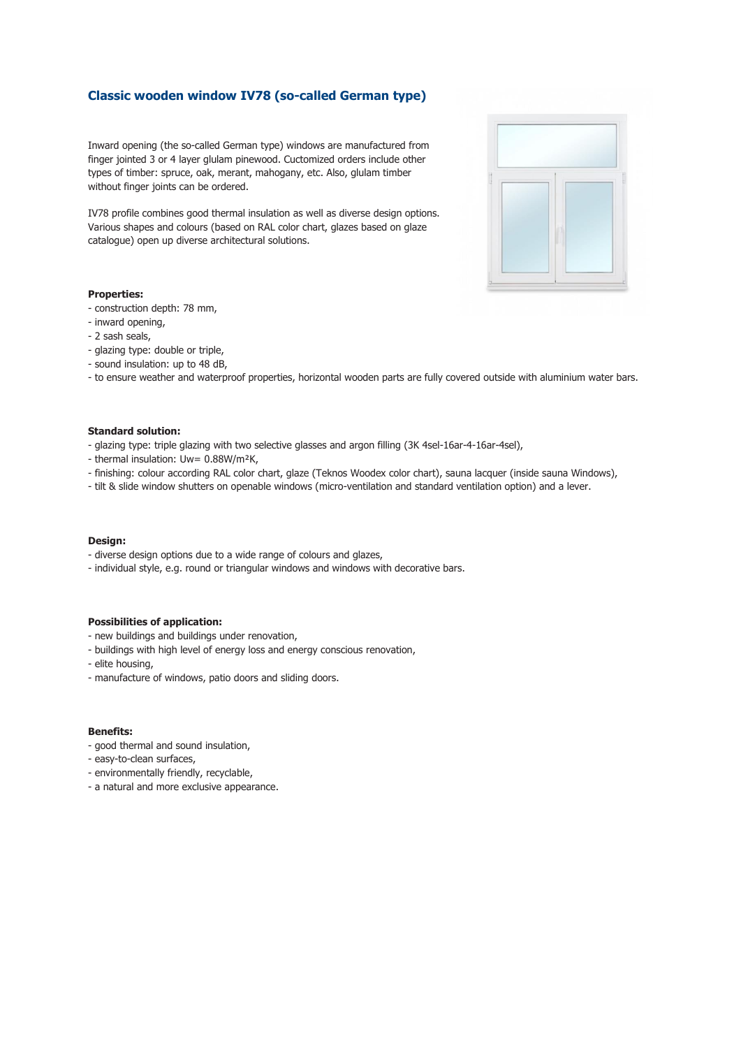## Classic wooden window IV78 (so-called German type)

Inward opening (the so-called German type) windows are manufactured from finger jointed 3 or 4 layer glulam pinewood. Cuctomized orders include other types of timber: spruce, oak, merant, mahogany, etc. Also, glulam timber without finger joints can be ordered.

IV78 profile combines good thermal insulation as well as diverse design options. Various shapes and colours (based on RAL color chart, glazes based on glaze catalogue) open up diverse architectural solutions.

**Properties:**

- construction depth: 78 mm,
- inward opening,
- 2 sash seals,
- glazing type: double or triple,
- sound insulation: up to 48 dB,
- to ensure weather and waterproof properties, horizontal wooden parts are fully covered outside with aluminium water bars.

**Standard solution:**

- glazing type: triple glazing with two selective glasses and argon filling (3K 4sel-16ar-4-16ar-4sel),
- thermal insulation: Uw= 0.88W/m²K,
- finishing: colour according RAL color chart, glaze (Teknos Woodex color chart), sauna lacquer (inside sauna Windows),
- tilt & slide window shutters on openable windows (micro-ventilation and standard ventilation option) and a lever.

**Design:**

- diverse design options due to a wide range of colours and glazes,
- individual style, e.g. round or triangular windows and windows with decorative bars.

**Possibilities of application:**

- new buildings and buildings under renovation,
- buildings with high level of energy loss and energy conscious renovation,
- elite housing,
- manufacture of windows, patio doors and sliding doors.

**Benefits:**

- good thermal and sound insulation,
- easy-to-clean surfaces,
- environmentally friendly, recyclable,
- a natural and more exclusive appearance.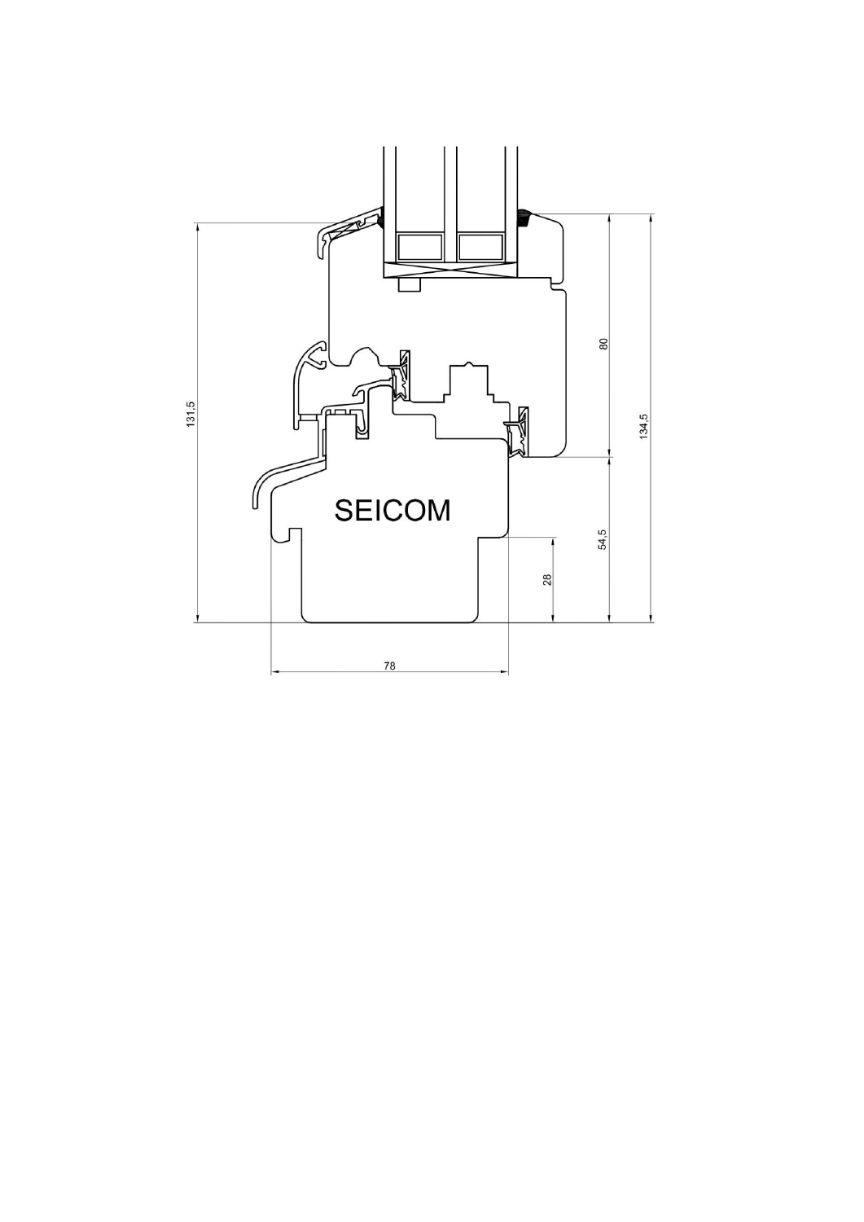SEICOM

131,5

80

134,5

54,5

28

78